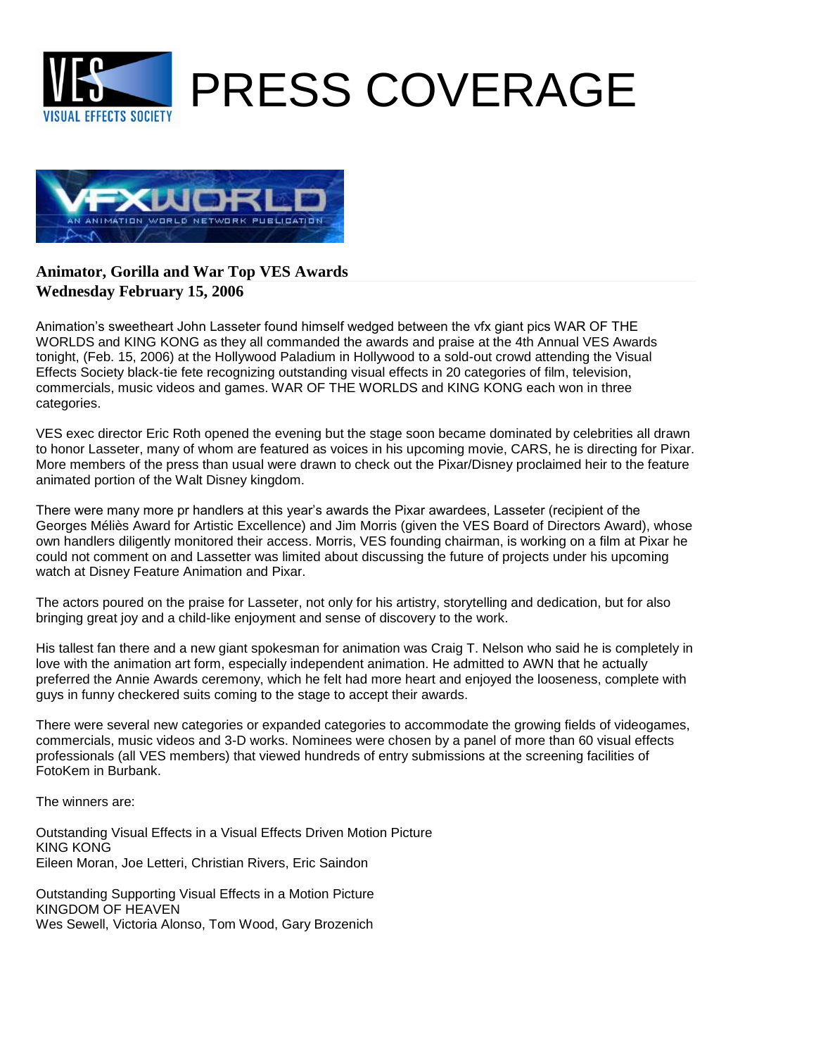# PRESS COVERAGE

**Animator, Gorilla and War Top VES Awards**
**Wednesday February 15, 2006**

Animation's sweetheart John Lasseter found himself wedged between the vfx giant pics WAR OF THE WORLDS and KING KONG as they all commanded the awards and praise at the 4th Annual VES Awards tonight, (Feb. 15, 2006) at the Hollywood Paladium in Hollywood to a sold-out crowd attending the Visual Effects Society black-tie fete recognizing outstanding visual effects in 20 categories of film, television, commercials, music videos and games. WAR OF THE WORLDS and KING KONG each won in three categories.

VES exec director Eric Roth opened the evening but the stage soon became dominated by celebrities all drawn to honor Lasseter, many of whom are featured as voices in his upcoming movie, CARS, he is directing for Pixar. More members of the press than usual were drawn to check out the Pixar/Disney proclaimed heir to the feature animated portion of the Walt Disney kingdom.

There were many more pr handlers at this year's awards the Pixar awardees, Lasseter (recipient of the Georges Méliès Award for Artistic Excellence) and Jim Morris (given the VES Board of Directors Award), whose own handlers diligently monitored their access. Morris, VES founding chairman, is working on a film at Pixar he could not comment on and Lassetter was limited about discussing the future of projects under his upcoming watch at Disney Feature Animation and Pixar.

The actors poured on the praise for Lasseter, not only for his artistry, storytelling and dedication, but for also bringing great joy and a child-like enjoyment and sense of discovery to the work.

His tallest fan there and a new giant spokesman for animation was Craig T. Nelson who said he is completely in love with the animation art form, especially independent animation. He admitted to AWN that he actually preferred the Annie Awards ceremony, which he felt had more heart and enjoyed the looseness, complete with guys in funny checkered suits coming to the stage to accept their awards.

There were several new categories or expanded categories to accommodate the growing fields of videogames, commercials, music videos and 3-D works. Nominees were chosen by a panel of more than 60 visual effects professionals (all VES members) that viewed hundreds of entry submissions at the screening facilities of FotoKem in Burbank.

The winners are:

Outstanding Visual Effects in a Visual Effects Driven Motion Picture
KING KONG
Eileen Moran, Joe Letteri, Christian Rivers, Eric Saindon

Outstanding Supporting Visual Effects in a Motion Picture
KINGDOM OF HEAVEN
Wes Sewell, Victoria Alonso, Tom Wood, Gary Brozenich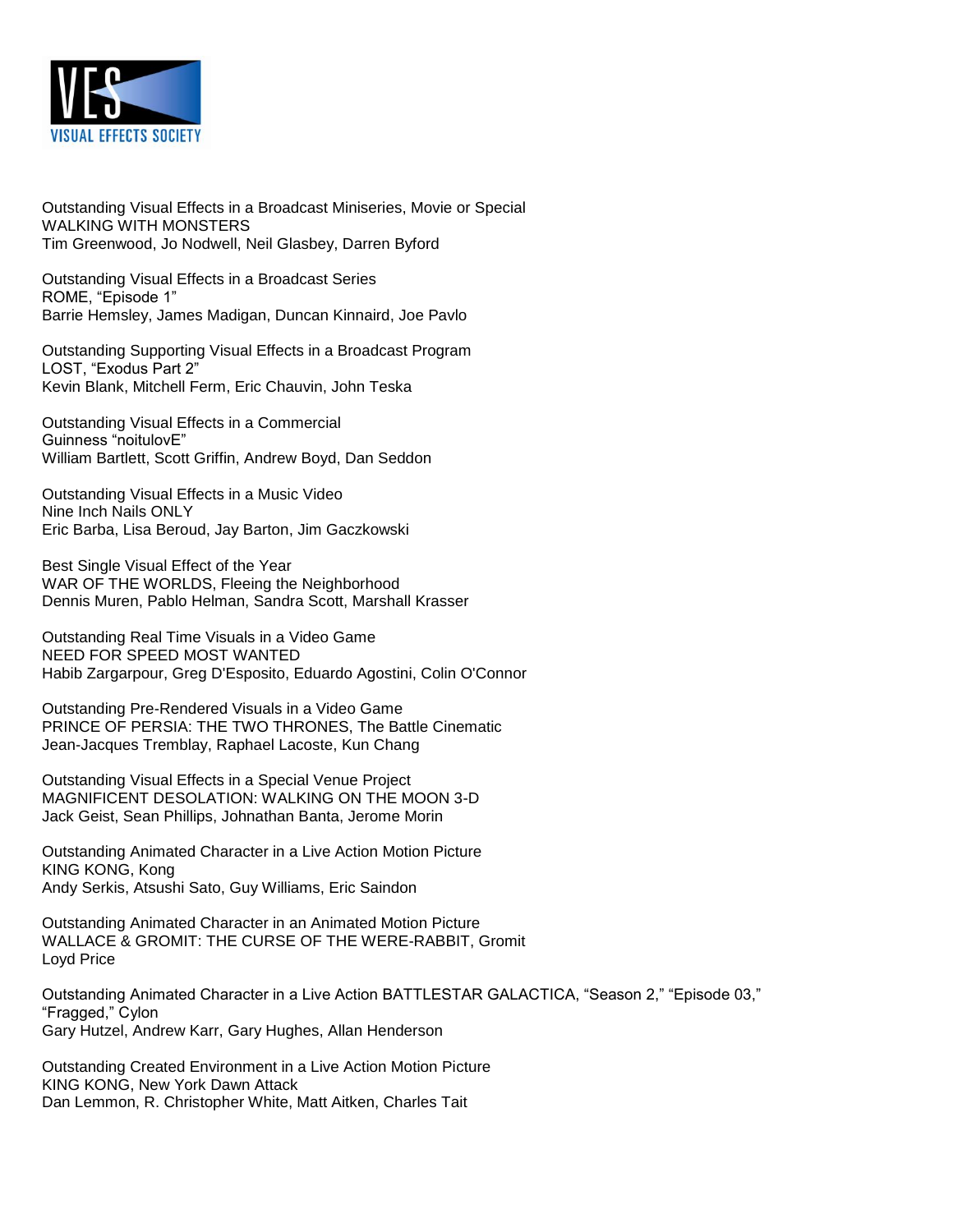Outstanding Visual Effects in a Broadcast Miniseries, Movie or Special
WALKING WITH MONSTERS
Tim Greenwood, Jo Nodwell, Neil Glasbey, Darren Byford

Outstanding Visual Effects in a Broadcast Series
ROME, "Episode 1"
Barrie Hemsley, James Madigan, Duncan Kinnaird, Joe Pavlo

Outstanding Supporting Visual Effects in a Broadcast Program
LOST, "Exodus Part 2"
Kevin Blank, Mitchell Ferm, Eric Chauvin, John Teska

Outstanding Visual Effects in a Commercial
Guinness "noitulovE"
William Bartlett, Scott Griffin, Andrew Boyd, Dan Seddon

Outstanding Visual Effects in a Music Video
Nine Inch Nails ONLY
Eric Barba, Lisa Beroud, Jay Barton, Jim Gaczkowski

Best Single Visual Effect of the Year
WAR OF THE WORLDS, Fleeing the Neighborhood
Dennis Muren, Pablo Helman, Sandra Scott, Marshall Krasser

Outstanding Real Time Visuals in a Video Game
NEED FOR SPEED MOST WANTED
Habib Zargarpour, Greg D'Esposito, Eduardo Agostini, Colin O'Connor

Outstanding Pre-Rendered Visuals in a Video Game
PRINCE OF PERSIA: THE TWO THRONES, The Battle Cinematic
Jean-Jacques Tremblay, Raphael Lacoste, Kun Chang

Outstanding Visual Effects in a Special Venue Project
MAGNIFICENT DESOLATION: WALKING ON THE MOON 3-D
Jack Geist, Sean Phillips, Johnathan Banta, Jerome Morin

Outstanding Animated Character in a Live Action Motion Picture
KING KONG, Kong
Andy Serkis, Atsushi Sato, Guy Williams, Eric Saindon

Outstanding Animated Character in an Animated Motion Picture
WALLACE & GROMIT: THE CURSE OF THE WERE-RABBIT, Gromit
Loyd Price

Outstanding Animated Character in a Live Action BATTLESTAR GALACTICA, "Season 2," "Episode 03," "Fragged," Cylon
Gary Hutzel, Andrew Karr, Gary Hughes, Allan Henderson

Outstanding Created Environment in a Live Action Motion Picture
KING KONG, New York Dawn Attack
Dan Lemmon, R. Christopher White, Matt Aitken, Charles Tait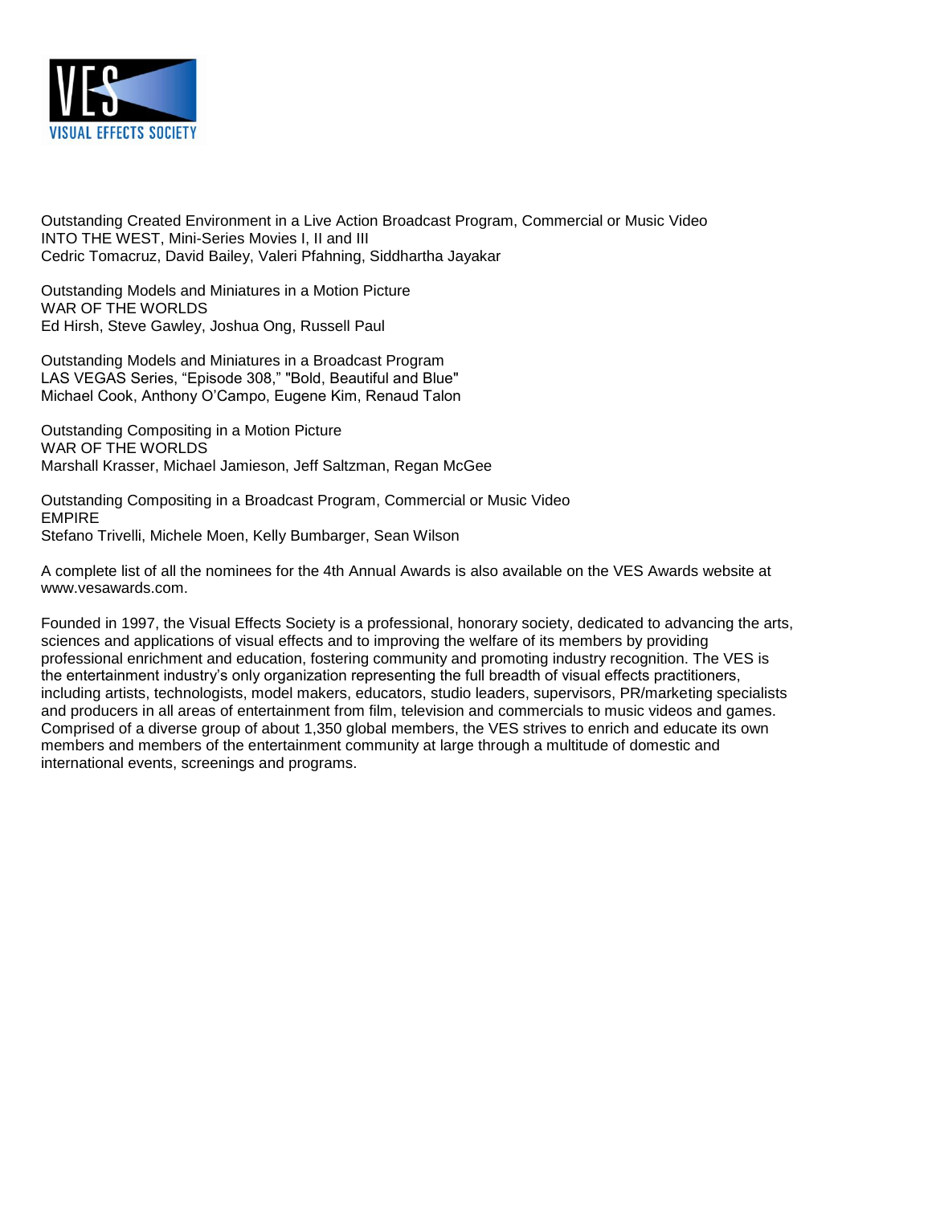Outstanding Created Environment in a Live Action Broadcast Program, Commercial or Music Video
INTO THE WEST, Mini-Series Movies I, II and III
Cedric Tomacruz, David Bailey, Valeri Pfahning, Siddhartha Jayakar

Outstanding Models and Miniatures in a Motion Picture
WAR OF THE WORLDS
Ed Hirsh, Steve Gawley, Joshua Ong, Russell Paul

Outstanding Models and Miniatures in a Broadcast Program
LAS VEGAS Series, "Episode 308," "Bold, Beautiful and Blue"
Michael Cook, Anthony O'Campo, Eugene Kim, Renaud Talon

Outstanding Compositing in a Motion Picture
WAR OF THE WORLDS
Marshall Krasser, Michael Jamieson, Jeff Saltzman, Regan McGee

Outstanding Compositing in a Broadcast Program, Commercial or Music Video
EMPIRE
Stefano Trivelli, Michele Moen, Kelly Bumbarger, Sean Wilson

A complete list of all the nominees for the 4th Annual Awards is also available on the VES Awards website at www.vesawards.com.

Founded in 1997, the Visual Effects Society is a professional, honorary society, dedicated to advancing the arts, sciences and applications of visual effects and to improving the welfare of its members by providing professional enrichment and education, fostering community and promoting industry recognition. The VES is the entertainment industry's only organization representing the full breadth of visual effects practitioners, including artists, technologists, model makers, educators, studio leaders, supervisors, PR/marketing specialists and producers in all areas of entertainment from film, television and commercials to music videos and games. Comprised of a diverse group of about 1,350 global members, the VES strives to enrich and educate its own members and members of the entertainment community at large through a multitude of domestic and international events, screenings and programs.